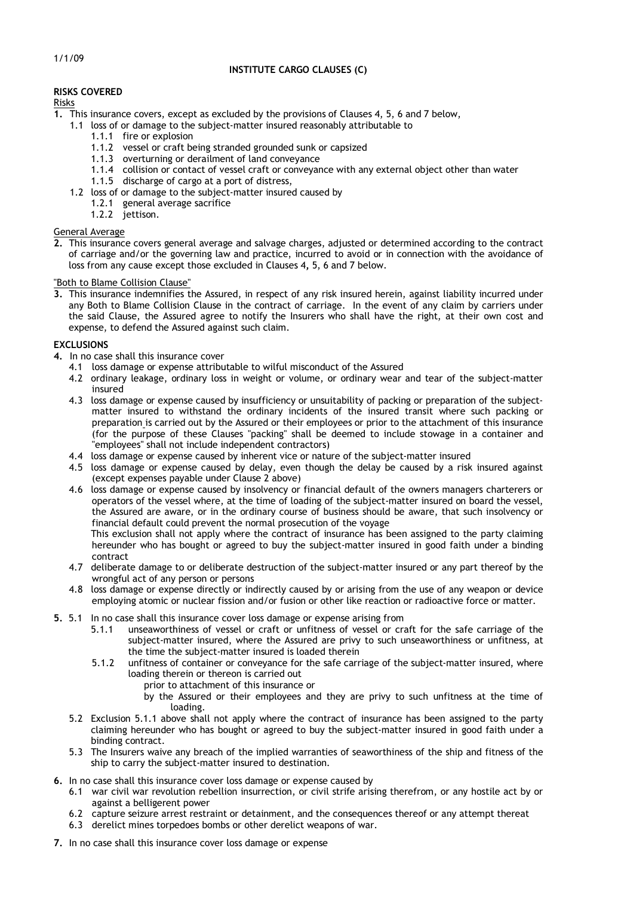1/1/09

# INSTITUTE CARGO CLAUSES (C)

## RISKS COVERED

Risks

**1.** This insurance covers, except as excluded by the provisions of Clauses 4, 5, 6 and 7 below,

- 1.1 loss of or damage to the subject-matter insured reasonably attributable to
  - 1.1.1 fire or explosion
  - 1.1.2 vessel or craft being stranded grounded sunk or capsized
  - 1.1.3 overturning or derailment of land conveyance
  - 1.1.4 collision or contact of vessel craft or conveyance with any external object other than water
  - 1.1.5 discharge of cargo at a port of distress,
- 1.2 loss of or damage to the subject-matter insured caused by
  - 1.2.1 general average sacrifice
  - 1.2.2 jettison.

General Average

**2.** This insurance covers general average and salvage charges, adjusted or determined according to the contract of carriage and/or the governing law and practice, incurred to avoid or in connection with the avoidance of loss from any cause except those excluded in Clauses 4, 5, 6 and 7 below.

"Both to Blame Collision Clause"

**3.** This insurance indemnifies the Assured, in respect of any risk insured herein, against liability incurred under any Both to Blame Collision Clause in the contract of carriage. In the event of any claim by carriers under the said Clause, the Assured agree to notify the Insurers who shall have the right, at their own cost and expense, to defend the Assured against such claim.

## EXCLUSIONS

**4.** In no case shall this insurance cover

- 4.1 loss damage or expense attributable to wilful misconduct of the Assured
- 4.2 ordinary leakage, ordinary loss in weight or volume, or ordinary wear and tear of the subject-matter insured
- 4.3 loss damage or expense caused by insufficiency or unsuitability of packing or preparation of the subject-matter insured to withstand the ordinary incidents of the insured transit where such packing or preparation is carried out by the Assured or their employees or prior to the attachment of this insurance (for the purpose of these Clauses "packing" shall be deemed to include stowage in a container and "employees" shall not include independent contractors)
- 4.4 loss damage or expense caused by inherent vice or nature of the subject-matter insured
- 4.5 loss damage or expense caused by delay, even though the delay be caused by a risk insured against (except expenses payable under Clause 2 above)
- 4.6 loss damage or expense caused by insolvency or financial default of the owners managers charterers or operators of the vessel where, at the time of loading of the subject-matter insured on board the vessel, the Assured are aware, or in the ordinary course of business should be aware, that such insolvency or financial default could prevent the normal prosecution of the voyage

  This exclusion shall not apply where the contract of insurance has been assigned to the party claiming hereunder who has bought or agreed to buy the subject-matter insured in good faith under a binding contract
- 4.7 deliberate damage to or deliberate destruction of the subject-matter insured or any part thereof by the wrongful act of any person or persons
- 4.8 loss damage or expense directly or indirectly caused by or arising from the use of any weapon or device employing atomic or nuclear fission and/or fusion or other like reaction or radioactive force or matter.

**5.** 5.1 In no case shall this insurance cover loss damage or expense arising from

- 5.1.1 unseaworthiness of vessel or craft or unfitness of vessel or craft for the safe carriage of the subject-matter insured, where the Assured are privy to such unseaworthiness or unfitness, at the time the subject-matter insured is loaded therein
- 5.1.2 unfitness of container or conveyance for the safe carriage of the subject-matter insured, where loading therein or thereon is carried out

  prior to attachment of this insurance or

  by the Assured or their employees and they are privy to such unfitness at the time of loading.

- 5.2 Exclusion 5.1.1 above shall not apply where the contract of insurance has been assigned to the party claiming hereunder who has bought or agreed to buy the subject-matter insured in good faith under a binding contract.
- 5.3 The Insurers waive any breach of the implied warranties of seaworthiness of the ship and fitness of the ship to carry the subject-matter insured to destination.

**6.** In no case shall this insurance cover loss damage or expense caused by

- 6.1 war civil war revolution rebellion insurrection, or civil strife arising therefrom, or any hostile act by or against a belligerent power
- 6.2 capture seizure arrest restraint or detainment, and the consequences thereof or any attempt thereat
- 6.3 derelict mines torpedoes bombs or other derelict weapons of war.

**7.** In no case shall this insurance cover loss damage or expense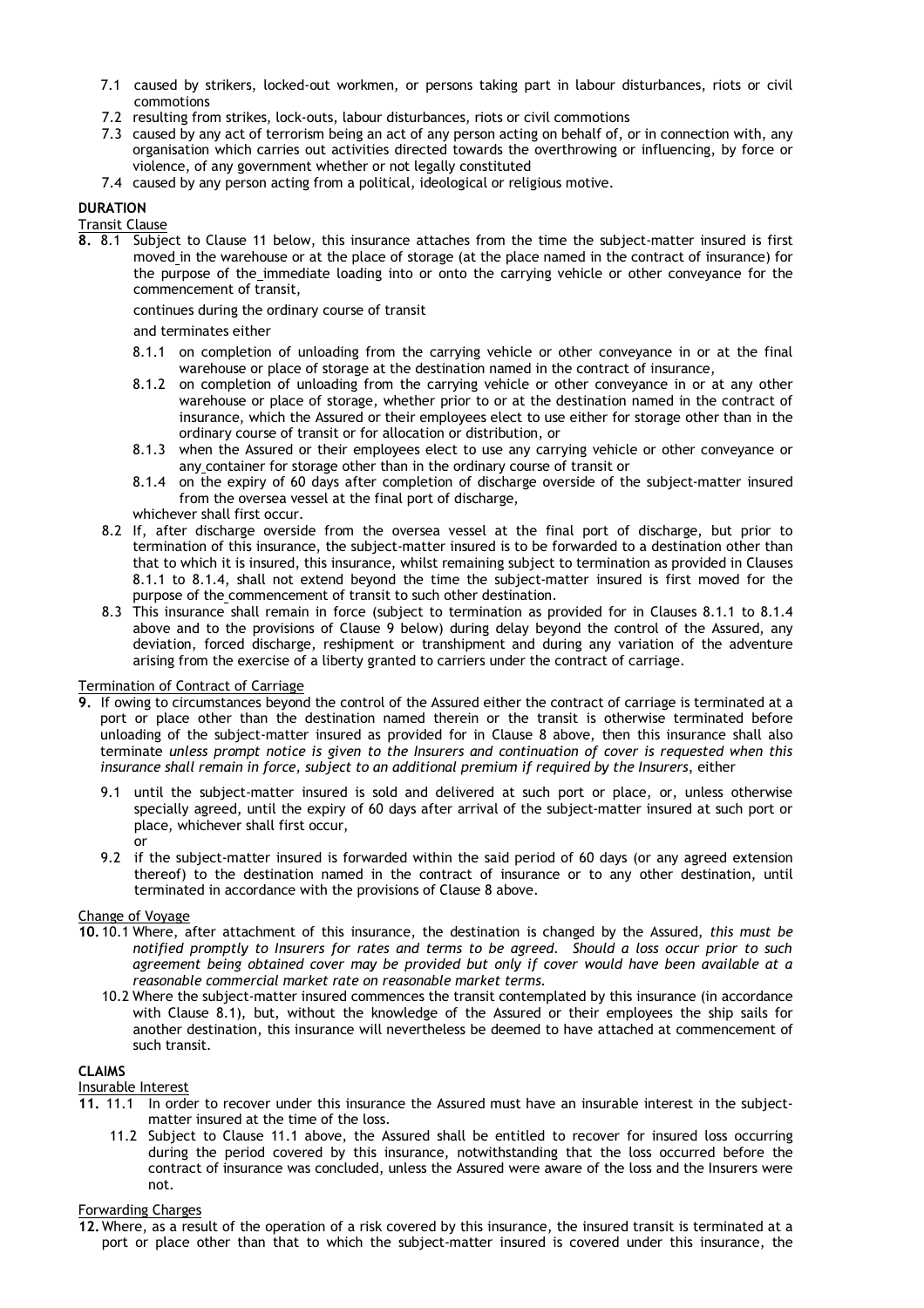7.1 caused by strikers, locked-out workmen, or persons taking part in labour disturbances, riots or civil commotions

7.2 resulting from strikes, lock-outs, labour disturbances, riots or civil commotions

7.3 caused by any act of terrorism being an act of any person acting on behalf of, or in connection with, any organisation which carries out activities directed towards the overthrowing or influencing, by force or violence, of any government whether or not legally constituted

7.4 caused by any person acting from a political, ideological or religious motive.

**DURATION**

Transit Clause

**8.** 8.1 Subject to Clause 11 below, this insurance attaches from the time the subject-matter insured is first moved in the warehouse or at the place of storage (at the place named in the contract of insurance) for the purpose of the immediate loading into or onto the carrying vehicle or other conveyance for the commencement of transit,

continues during the ordinary course of transit

and terminates either

8.1.1 on completion of unloading from the carrying vehicle or other conveyance in or at the final warehouse or place of storage at the destination named in the contract of insurance,

8.1.2 on completion of unloading from the carrying vehicle or other conveyance in or at any other warehouse or place of storage, whether prior to or at the destination named in the contract of insurance, which the Assured or their employees elect to use either for storage other than in the ordinary course of transit or for allocation or distribution, or

8.1.3 when the Assured or their employees elect to use any carrying vehicle or other conveyance or any container for storage other than in the ordinary course of transit or

8.1.4 on the expiry of 60 days after completion of discharge overside of the subject-matter insured from the oversea vessel at the final port of discharge,

whichever shall first occur.

8.2 If, after discharge overside from the oversea vessel at the final port of discharge, but prior to termination of this insurance, the subject-matter insured is to be forwarded to a destination other than that to which it is insured, this insurance, whilst remaining subject to termination as provided in Clauses 8.1.1 to 8.1.4, shall not extend beyond the time the subject-matter insured is first moved for the purpose of the commencement of transit to such other destination.

8.3 This insurance shall remain in force (subject to termination as provided for in Clauses 8.1.1 to 8.1.4 above and to the provisions of Clause 9 below) during delay beyond the control of the Assured, any deviation, forced discharge, reshipment or transhipment and during any variation of the adventure arising from the exercise of a liberty granted to carriers under the contract of carriage.

Termination of Contract of Carriage

**9.** If owing to circumstances beyond the control of the Assured either the contract of carriage is terminated at a port or place other than the destination named therein or the transit is otherwise terminated before unloading of the subject-matter insured as provided for in Clause 8 above, then this insurance shall also terminate *unless prompt notice is given to the Insurers and continuation of cover is requested when this insurance shall remain in force, subject to an additional premium if required by the Insurers*, either

9.1 until the subject-matter insured is sold and delivered at such port or place, or, unless otherwise specially agreed, until the expiry of 60 days after arrival of the subject-matter insured at such port or place, whichever shall first occur,

or

9.2 if the subject-matter insured is forwarded within the said period of 60 days (or any agreed extension thereof) to the destination named in the contract of insurance or to any other destination, until terminated in accordance with the provisions of Clause 8 above.

Change of Voyage

**10.** 10.1 Where, after attachment of this insurance, the destination is changed by the Assured, *this must be notified promptly to Insurers for rates and terms to be agreed. Should a loss occur prior to such agreement being obtained cover may be provided but only if cover would have been available at a reasonable commercial market rate on reasonable market terms.*

10.2 Where the subject-matter insured commences the transit contemplated by this insurance (in accordance with Clause 8.1), but, without the knowledge of the Assured or their employees the ship sails for another destination, this insurance will nevertheless be deemed to have attached at commencement of such transit.

**CLAIMS**

Insurable Interest

**11.** 11.1 In order to recover under this insurance the Assured must have an insurable interest in the subject-matter insured at the time of the loss.

11.2 Subject to Clause 11.1 above, the Assured shall be entitled to recover for insured loss occurring during the period covered by this insurance, notwithstanding that the loss occurred before the contract of insurance was concluded, unless the Assured were aware of the loss and the Insurers were not.

Forwarding Charges

**12.** Where, as a result of the operation of a risk covered by this insurance, the insured transit is terminated at a port or place other than that to which the subject-matter insured is covered under this insurance, the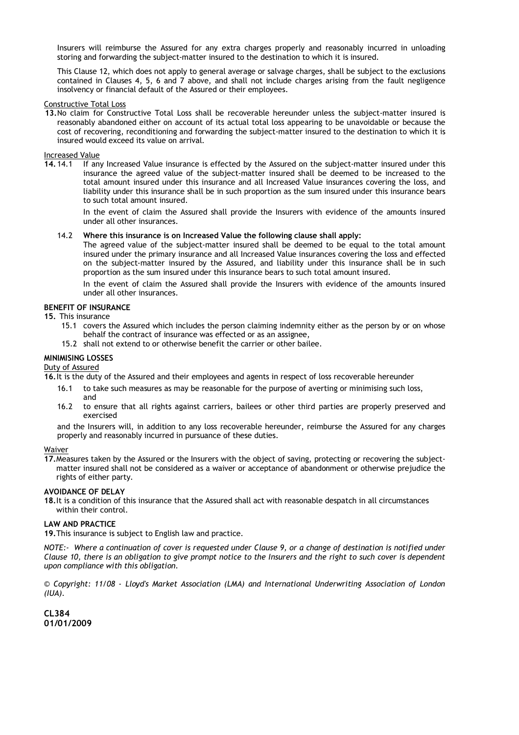Insurers will reimburse the Assured for any extra charges properly and reasonably incurred in unloading storing and forwarding the subject-matter insured to the destination to which it is insured.

This Clause 12, which does not apply to general average or salvage charges, shall be subject to the exclusions contained in Clauses 4, 5, 6 and 7 above, and shall not include charges arising from the fault negligence insolvency or financial default of the Assured or their employees.

Constructive Total Loss

**13.** No claim for Constructive Total Loss shall be recoverable hereunder unless the subject-matter insured is reasonably abandoned either on account of its actual total loss appearing to be unavoidable or because the cost of recovering, reconditioning and forwarding the subject-matter insured to the destination to which it is insured would exceed its value on arrival.

Increased Value

**14.** 14.1 If any Increased Value insurance is effected by the Assured on the subject-matter insured under this insurance the agreed value of the subject-matter insured shall be deemed to be increased to the total amount insured under this insurance and all Increased Value insurances covering the loss, and liability under this insurance shall be in such proportion as the sum insured under this insurance bears to such total amount insured.

In the event of claim the Assured shall provide the Insurers with evidence of the amounts insured under all other insurances.

14.2 **Where this insurance is on Increased Value the following clause shall apply:**
The agreed value of the subject-matter insured shall be deemed to be equal to the total amount insured under the primary insurance and all Increased Value insurances covering the loss and effected on the subject-matter insured by the Assured, and liability under this insurance shall be in such proportion as the sum insured under this insurance bears to such total amount insured.

In the event of claim the Assured shall provide the Insurers with evidence of the amounts insured under all other insurances.

**BENEFIT OF INSURANCE**

**15.** This insurance

15.1 covers the Assured which includes the person claiming indemnity either as the person by or on whose behalf the contract of insurance was effected or as an assignee,

15.2 shall not extend to or otherwise benefit the carrier or other bailee.

**MINIMISING LOSSES**

Duty of Assured

**16.** It is the duty of the Assured and their employees and agents in respect of loss recoverable hereunder

16.1 to take such measures as may be reasonable for the purpose of averting or minimising such loss, and

16.2 to ensure that all rights against carriers, bailees or other third parties are properly preserved and exercised

and the Insurers will, in addition to any loss recoverable hereunder, reimburse the Assured for any charges properly and reasonably incurred in pursuance of these duties.

Waiver

**17.** Measures taken by the Assured or the Insurers with the object of saving, protecting or recovering the subject-matter insured shall not be considered as a waiver or acceptance of abandonment or otherwise prejudice the rights of either party.

**AVOIDANCE OF DELAY**

**18.** It is a condition of this insurance that the Assured shall act with reasonable despatch in all circumstances within their control.

**LAW AND PRACTICE**

**19.** This insurance is subject to English law and practice.

*NOTE:- Where a continuation of cover is requested under Clause 9, or a change of destination is notified under Clause 10, there is an obligation to give prompt notice to the Insurers and the right to such cover is dependent upon compliance with this obligation.*

*© Copyright: 11/08 - Lloyd's Market Association (LMA) and International Underwriting Association of London (IUA).*

**CL384**
**01/01/2009**